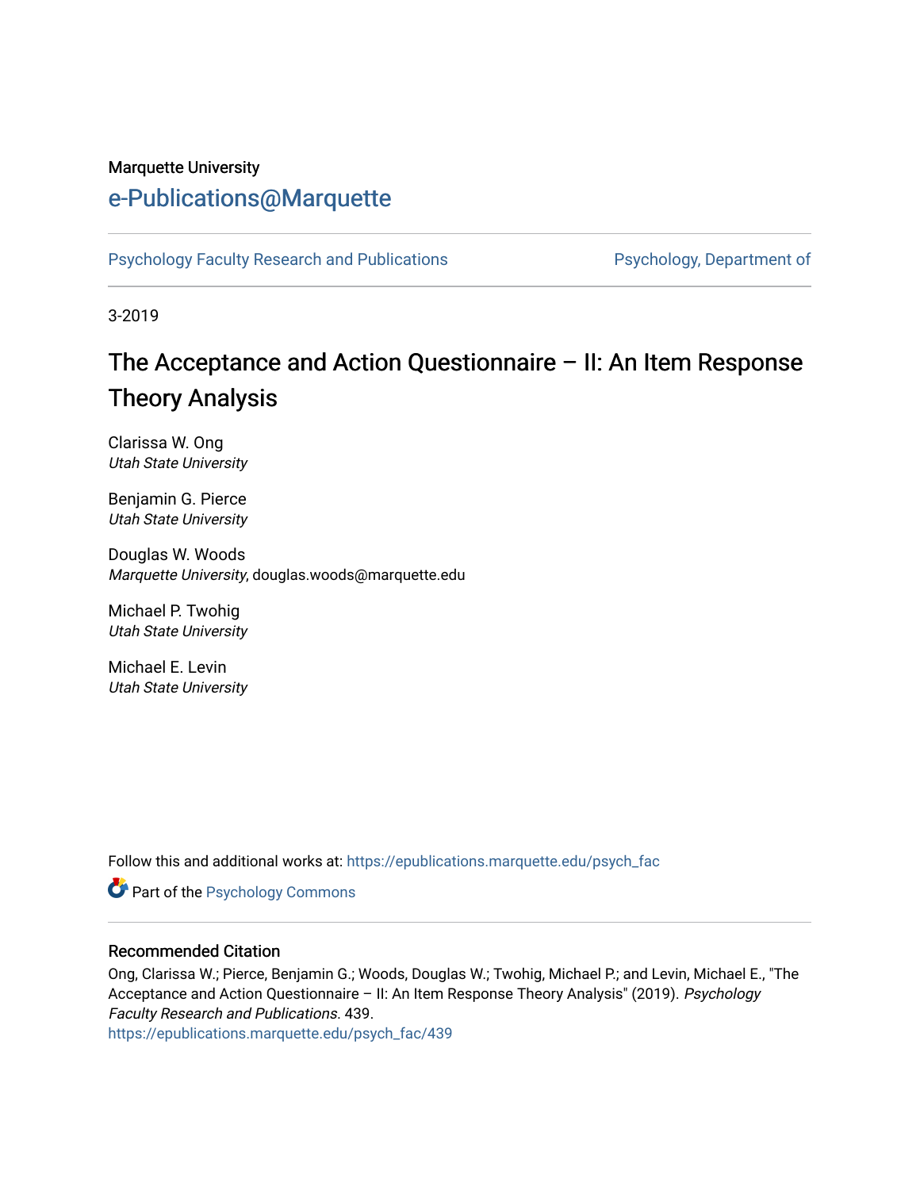Marquette University

# e-Publications@Marquette

Psychology Faculty Research and Publications | Psychology, Department of

3-2019

## The Acceptance and Action Questionnaire – II: An Item Response Theory Analysis

Clarissa W. Ong
*Utah State University*

Benjamin G. Pierce
*Utah State University*

Douglas W. Woods
*Marquette University*, douglas.woods@marquette.edu

Michael P. Twohig
*Utah State University*

Michael E. Levin
*Utah State University*

Follow this and additional works at: https://epublications.marquette.edu/psych_fac

Part of the Psychology Commons

### Recommended Citation

Ong, Clarissa W.; Pierce, Benjamin G.; Woods, Douglas W.; Twohig, Michael P.; and Levin, Michael E., "The Acceptance and Action Questionnaire – II: An Item Response Theory Analysis" (2019). *Psychology Faculty Research and Publications*. 439.
https://epublications.marquette.edu/psych_fac/439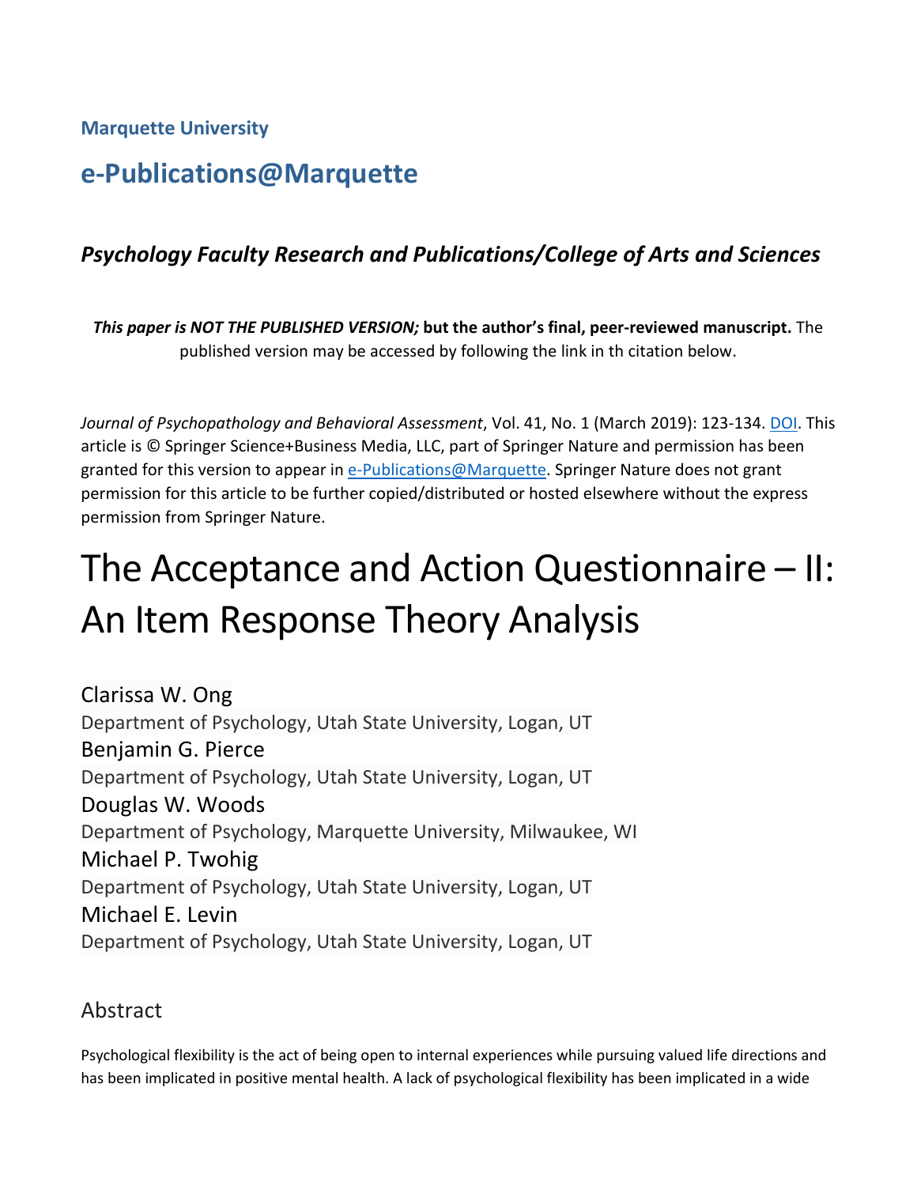**Marquette University**

## e-Publications@Marquette

### *Psychology Faculty Research and Publications/College of Arts and Sciences*

***This paper is NOT THE PUBLISHED VERSION;* but the author's final, peer-reviewed manuscript.** The published version may be accessed by following the link in th citation below.

*Journal of Psychopathology and Behavioral Assessment*, Vol. 41, No. 1 (March 2019): 123-134. DOI. This article is © Springer Science+Business Media, LLC, part of Springer Nature and permission has been granted for this version to appear in e-Publications@Marquette. Springer Nature does not grant permission for this article to be further copied/distributed or hosted elsewhere without the express permission from Springer Nature.

# The Acceptance and Action Questionnaire – II: An Item Response Theory Analysis

Clarissa W. Ong
Department of Psychology, Utah State University, Logan, UT

Benjamin G. Pierce
Department of Psychology, Utah State University, Logan, UT

Douglas W. Woods
Department of Psychology, Marquette University, Milwaukee, WI

Michael P. Twohig
Department of Psychology, Utah State University, Logan, UT

Michael E. Levin
Department of Psychology, Utah State University, Logan, UT

## Abstract

Psychological flexibility is the act of being open to internal experiences while pursuing valued life directions and has been implicated in positive mental health. A lack of psychological flexibility has been implicated in a wide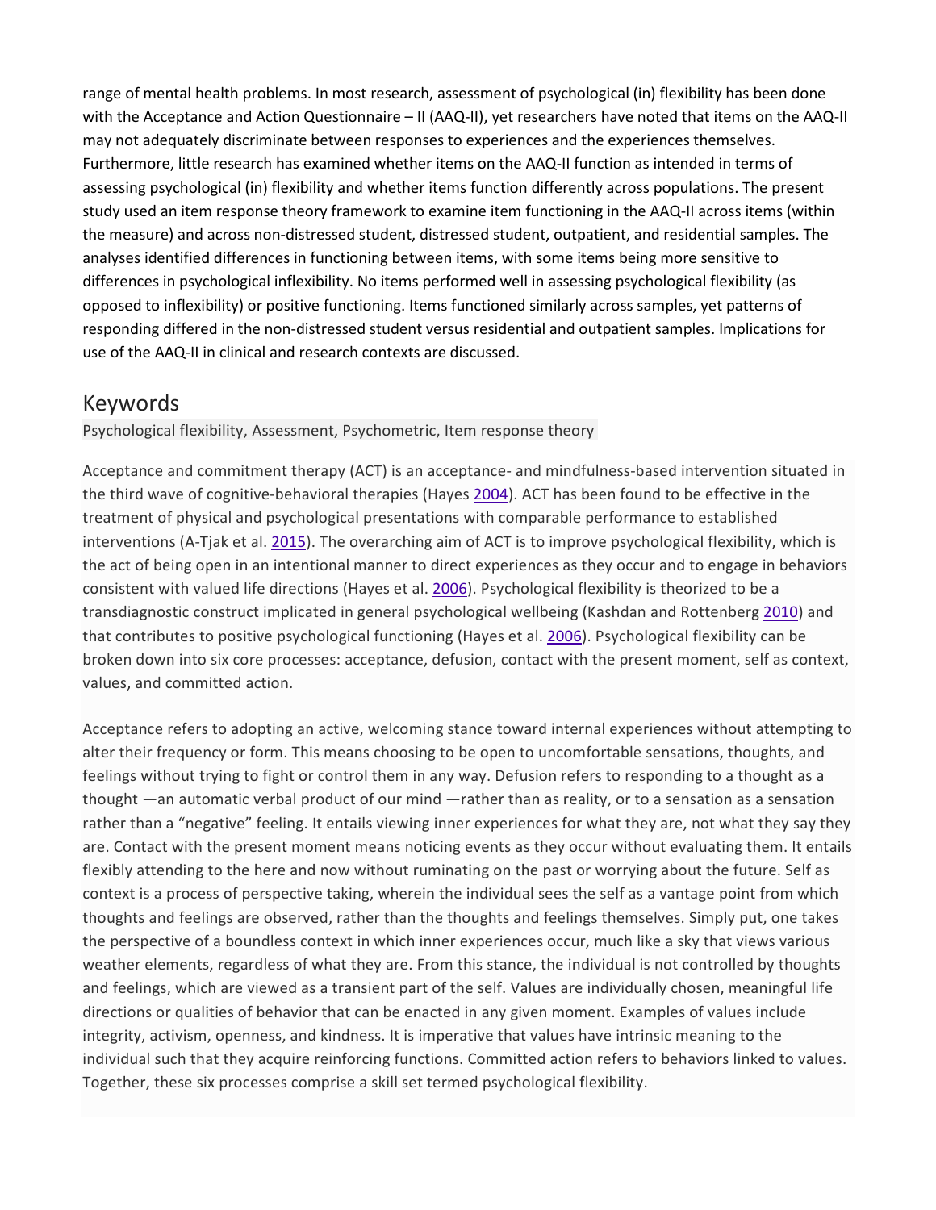range of mental health problems. In most research, assessment of psychological (in) flexibility has been done with the Acceptance and Action Questionnaire – II (AAQ-II), yet researchers have noted that items on the AAQ-II may not adequately discriminate between responses to experiences and the experiences themselves. Furthermore, little research has examined whether items on the AAQ-II function as intended in terms of assessing psychological (in) flexibility and whether items function differently across populations. The present study used an item response theory framework to examine item functioning in the AAQ-II across items (within the measure) and across non-distressed student, distressed student, outpatient, and residential samples. The analyses identified differences in functioning between items, with some items being more sensitive to differences in psychological inflexibility. No items performed well in assessing psychological flexibility (as opposed to inflexibility) or positive functioning. Items functioned similarly across samples, yet patterns of responding differed in the non-distressed student versus residential and outpatient samples. Implications for use of the AAQ-II in clinical and research contexts are discussed.

## Keywords

Psychological flexibility, Assessment, Psychometric, Item response theory

Acceptance and commitment therapy (ACT) is an acceptance- and mindfulness-based intervention situated in the third wave of cognitive-behavioral therapies (Hayes 2004). ACT has been found to be effective in the treatment of physical and psychological presentations with comparable performance to established interventions (A-Tjak et al. 2015). The overarching aim of ACT is to improve psychological flexibility, which is the act of being open in an intentional manner to direct experiences as they occur and to engage in behaviors consistent with valued life directions (Hayes et al. 2006). Psychological flexibility is theorized to be a transdiagnostic construct implicated in general psychological wellbeing (Kashdan and Rottenberg 2010) and that contributes to positive psychological functioning (Hayes et al. 2006). Psychological flexibility can be broken down into six core processes: acceptance, defusion, contact with the present moment, self as context, values, and committed action.

Acceptance refers to adopting an active, welcoming stance toward internal experiences without attempting to alter their frequency or form. This means choosing to be open to uncomfortable sensations, thoughts, and feelings without trying to fight or control them in any way. Defusion refers to responding to a thought as a thought —an automatic verbal product of our mind —rather than as reality, or to a sensation as a sensation rather than a "negative" feeling. It entails viewing inner experiences for what they are, not what they say they are. Contact with the present moment means noticing events as they occur without evaluating them. It entails flexibly attending to the here and now without ruminating on the past or worrying about the future. Self as context is a process of perspective taking, wherein the individual sees the self as a vantage point from which thoughts and feelings are observed, rather than the thoughts and feelings themselves. Simply put, one takes the perspective of a boundless context in which inner experiences occur, much like a sky that views various weather elements, regardless of what they are. From this stance, the individual is not controlled by thoughts and feelings, which are viewed as a transient part of the self. Values are individually chosen, meaningful life directions or qualities of behavior that can be enacted in any given moment. Examples of values include integrity, activism, openness, and kindness. It is imperative that values have intrinsic meaning to the individual such that they acquire reinforcing functions. Committed action refers to behaviors linked to values. Together, these six processes comprise a skill set termed psychological flexibility.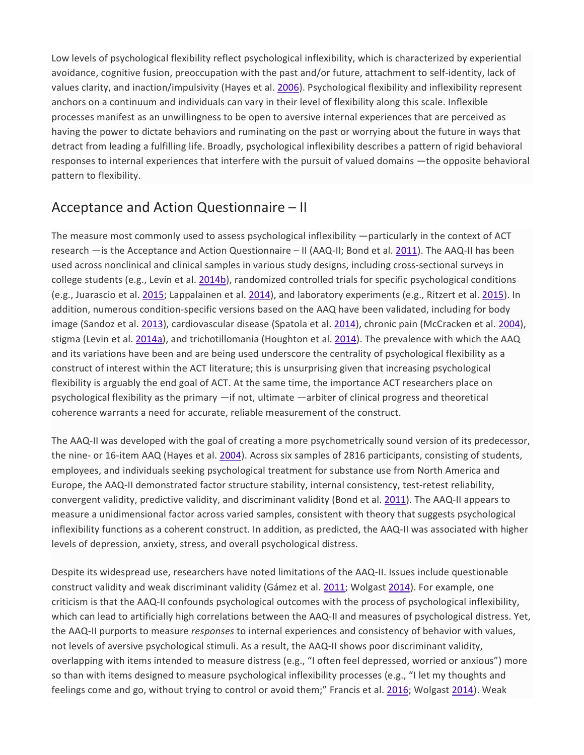Low levels of psychological flexibility reflect psychological inflexibility, which is characterized by experiential avoidance, cognitive fusion, preoccupation with the past and/or future, attachment to self-identity, lack of values clarity, and inaction/impulsivity (Hayes et al. 2006). Psychological flexibility and inflexibility represent anchors on a continuum and individuals can vary in their level of flexibility along this scale. Inflexible processes manifest as an unwillingness to be open to aversive internal experiences that are perceived as having the power to dictate behaviors and ruminating on the past or worrying about the future in ways that detract from leading a fulfilling life. Broadly, psychological inflexibility describes a pattern of rigid behavioral responses to internal experiences that interfere with the pursuit of valued domains —the opposite behavioral pattern to flexibility.

## Acceptance and Action Questionnaire – II

The measure most commonly used to assess psychological inflexibility —particularly in the context of ACT research —is the Acceptance and Action Questionnaire – II (AAQ-II; Bond et al. 2011). The AAQ-II has been used across nonclinical and clinical samples in various study designs, including cross-sectional surveys in college students (e.g., Levin et al. 2014b), randomized controlled trials for specific psychological conditions (e.g., Juarascio et al. 2015; Lappalainen et al. 2014), and laboratory experiments (e.g., Ritzert et al. 2015). In addition, numerous condition-specific versions based on the AAQ have been validated, including for body image (Sandoz et al. 2013), cardiovascular disease (Spatola et al. 2014), chronic pain (McCracken et al. 2004), stigma (Levin et al. 2014a), and trichotillomania (Houghton et al. 2014). The prevalence with which the AAQ and its variations have been and are being used underscore the centrality of psychological flexibility as a construct of interest within the ACT literature; this is unsurprising given that increasing psychological flexibility is arguably the end goal of ACT. At the same time, the importance ACT researchers place on psychological flexibility as the primary —if not, ultimate —arbiter of clinical progress and theoretical coherence warrants a need for accurate, reliable measurement of the construct.

The AAQ-II was developed with the goal of creating a more psychometrically sound version of its predecessor, the nine- or 16-item AAQ (Hayes et al. 2004). Across six samples of 2816 participants, consisting of students, employees, and individuals seeking psychological treatment for substance use from North America and Europe, the AAQ-II demonstrated factor structure stability, internal consistency, test-retest reliability, convergent validity, predictive validity, and discriminant validity (Bond et al. 2011). The AAQ-II appears to measure a unidimensional factor across varied samples, consistent with theory that suggests psychological inflexibility functions as a coherent construct. In addition, as predicted, the AAQ-II was associated with higher levels of depression, anxiety, stress, and overall psychological distress.

Despite its widespread use, researchers have noted limitations of the AAQ-II. Issues include questionable construct validity and weak discriminant validity (Gámez et al. 2011; Wolgast 2014). For example, one criticism is that the AAQ-II confounds psychological outcomes with the process of psychological inflexibility, which can lead to artificially high correlations between the AAQ-II and measures of psychological distress. Yet, the AAQ-II purports to measure *responses* to internal experiences and consistency of behavior with values, not levels of aversive psychological stimuli. As a result, the AAQ-II shows poor discriminant validity, overlapping with items intended to measure distress (e.g., "I often feel depressed, worried or anxious") more so than with items designed to measure psychological inflexibility processes (e.g., "I let my thoughts and feelings come and go, without trying to control or avoid them;" Francis et al. 2016; Wolgast 2014). Weak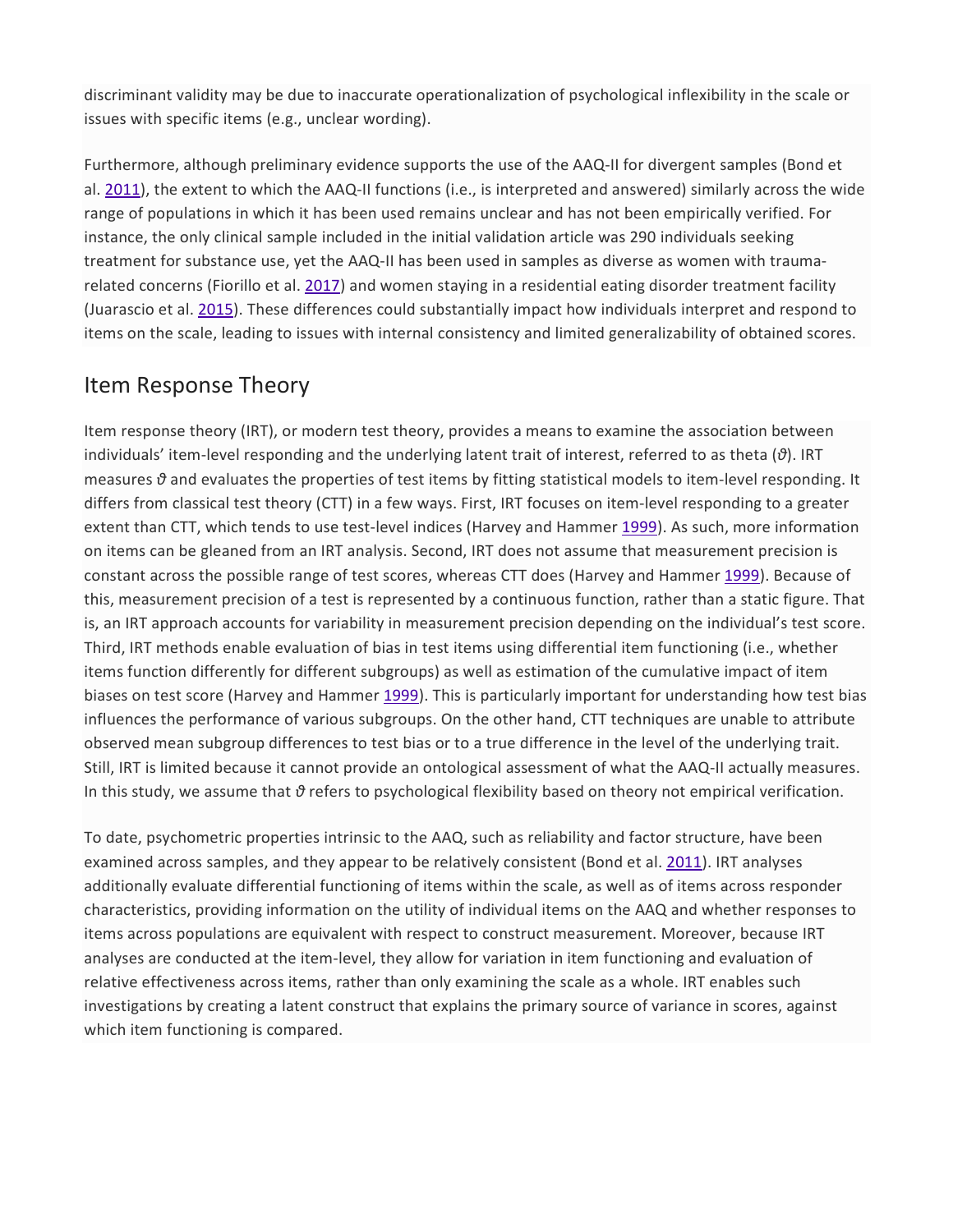discriminant validity may be due to inaccurate operationalization of psychological inflexibility in the scale or issues with specific items (e.g., unclear wording).

Furthermore, although preliminary evidence supports the use of the AAQ-II for divergent samples (Bond et al. 2011), the extent to which the AAQ-II functions (i.e., is interpreted and answered) similarly across the wide range of populations in which it has been used remains unclear and has not been empirically verified. For instance, the only clinical sample included in the initial validation article was 290 individuals seeking treatment for substance use, yet the AAQ-II has been used in samples as diverse as women with trauma-related concerns (Fiorillo et al. 2017) and women staying in a residential eating disorder treatment facility (Juarascio et al. 2015). These differences could substantially impact how individuals interpret and respond to items on the scale, leading to issues with internal consistency and limited generalizability of obtained scores.

## Item Response Theory

Item response theory (IRT), or modern test theory, provides a means to examine the association between individuals' item-level responding and the underlying latent trait of interest, referred to as theta ($\vartheta$). IRT measures $\vartheta$ and evaluates the properties of test items by fitting statistical models to item-level responding. It differs from classical test theory (CTT) in a few ways. First, IRT focuses on item-level responding to a greater extent than CTT, which tends to use test-level indices (Harvey and Hammer 1999). As such, more information on items can be gleaned from an IRT analysis. Second, IRT does not assume that measurement precision is constant across the possible range of test scores, whereas CTT does (Harvey and Hammer 1999). Because of this, measurement precision of a test is represented by a continuous function, rather than a static figure. That is, an IRT approach accounts for variability in measurement precision depending on the individual's test score. Third, IRT methods enable evaluation of bias in test items using differential item functioning (i.e., whether items function differently for different subgroups) as well as estimation of the cumulative impact of item biases on test score (Harvey and Hammer 1999). This is particularly important for understanding how test bias influences the performance of various subgroups. On the other hand, CTT techniques are unable to attribute observed mean subgroup differences to test bias or to a true difference in the level of the underlying trait. Still, IRT is limited because it cannot provide an ontological assessment of what the AAQ-II actually measures. In this study, we assume that $\vartheta$ refers to psychological flexibility based on theory not empirical verification.

To date, psychometric properties intrinsic to the AAQ, such as reliability and factor structure, have been examined across samples, and they appear to be relatively consistent (Bond et al. 2011). IRT analyses additionally evaluate differential functioning of items within the scale, as well as of items across responder characteristics, providing information on the utility of individual items on the AAQ and whether responses to items across populations are equivalent with respect to construct measurement. Moreover, because IRT analyses are conducted at the item-level, they allow for variation in item functioning and evaluation of relative effectiveness across items, rather than only examining the scale as a whole. IRT enables such investigations by creating a latent construct that explains the primary source of variance in scores, against which item functioning is compared.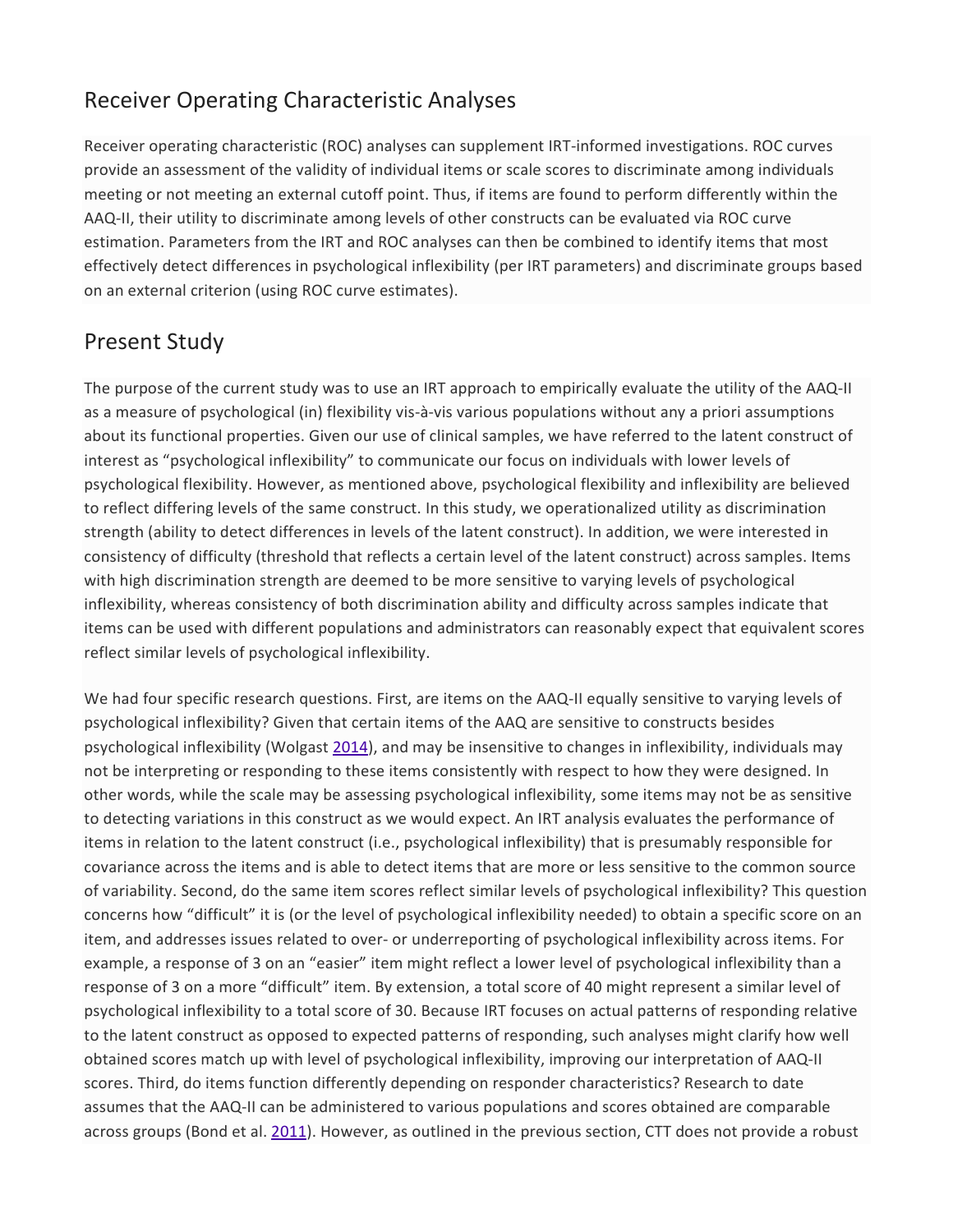## Receiver Operating Characteristic Analyses

Receiver operating characteristic (ROC) analyses can supplement IRT-informed investigations. ROC curves provide an assessment of the validity of individual items or scale scores to discriminate among individuals meeting or not meeting an external cutoff point. Thus, if items are found to perform differently within the AAQ-II, their utility to discriminate among levels of other constructs can be evaluated via ROC curve estimation. Parameters from the IRT and ROC analyses can then be combined to identify items that most effectively detect differences in psychological inflexibility (per IRT parameters) and discriminate groups based on an external criterion (using ROC curve estimates).

## Present Study

The purpose of the current study was to use an IRT approach to empirically evaluate the utility of the AAQ-II as a measure of psychological (in) flexibility vis-à-vis various populations without any a priori assumptions about its functional properties. Given our use of clinical samples, we have referred to the latent construct of interest as "psychological inflexibility" to communicate our focus on individuals with lower levels of psychological flexibility. However, as mentioned above, psychological flexibility and inflexibility are believed to reflect differing levels of the same construct. In this study, we operationalized utility as discrimination strength (ability to detect differences in levels of the latent construct). In addition, we were interested in consistency of difficulty (threshold that reflects a certain level of the latent construct) across samples. Items with high discrimination strength are deemed to be more sensitive to varying levels of psychological inflexibility, whereas consistency of both discrimination ability and difficulty across samples indicate that items can be used with different populations and administrators can reasonably expect that equivalent scores reflect similar levels of psychological inflexibility.

We had four specific research questions. First, are items on the AAQ-II equally sensitive to varying levels of psychological inflexibility? Given that certain items of the AAQ are sensitive to constructs besides psychological inflexibility (Wolgast 2014), and may be insensitive to changes in inflexibility, individuals may not be interpreting or responding to these items consistently with respect to how they were designed. In other words, while the scale may be assessing psychological inflexibility, some items may not be as sensitive to detecting variations in this construct as we would expect. An IRT analysis evaluates the performance of items in relation to the latent construct (i.e., psychological inflexibility) that is presumably responsible for covariance across the items and is able to detect items that are more or less sensitive to the common source of variability. Second, do the same item scores reflect similar levels of psychological inflexibility? This question concerns how "difficult" it is (or the level of psychological inflexibility needed) to obtain a specific score on an item, and addresses issues related to over- or underreporting of psychological inflexibility across items. For example, a response of 3 on an "easier" item might reflect a lower level of psychological inflexibility than a response of 3 on a more "difficult" item. By extension, a total score of 40 might represent a similar level of psychological inflexibility to a total score of 30. Because IRT focuses on actual patterns of responding relative to the latent construct as opposed to expected patterns of responding, such analyses might clarify how well obtained scores match up with level of psychological inflexibility, improving our interpretation of AAQ-II scores. Third, do items function differently depending on responder characteristics? Research to date assumes that the AAQ-II can be administered to various populations and scores obtained are comparable across groups (Bond et al. 2011). However, as outlined in the previous section, CTT does not provide a robust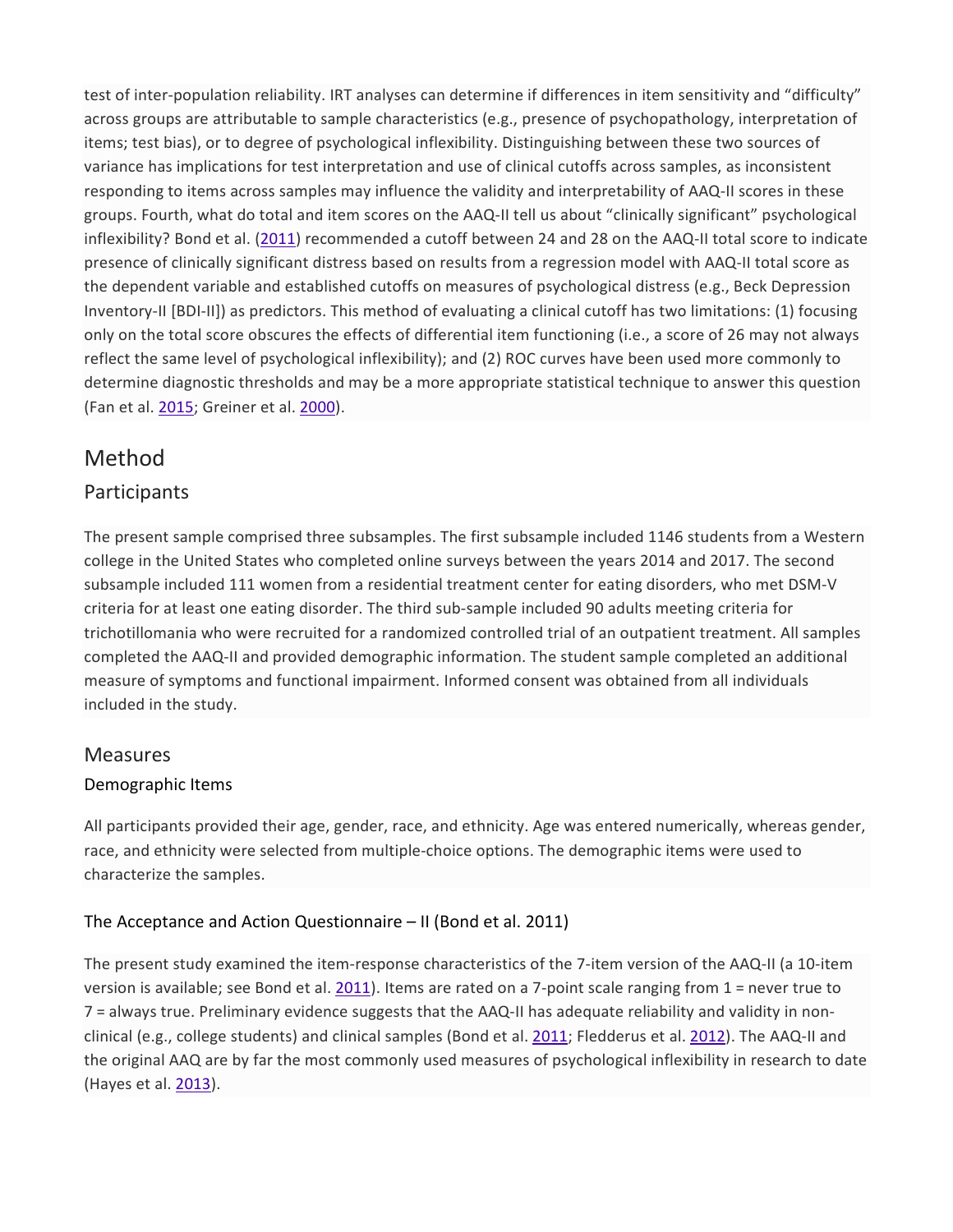test of inter-population reliability. IRT analyses can determine if differences in item sensitivity and "difficulty" across groups are attributable to sample characteristics (e.g., presence of psychopathology, interpretation of items; test bias), or to degree of psychological inflexibility. Distinguishing between these two sources of variance has implications for test interpretation and use of clinical cutoffs across samples, as inconsistent responding to items across samples may influence the validity and interpretability of AAQ-II scores in these groups. Fourth, what do total and item scores on the AAQ-II tell us about "clinically significant" psychological inflexibility? Bond et al. (2011) recommended a cutoff between 24 and 28 on the AAQ-II total score to indicate presence of clinically significant distress based on results from a regression model with AAQ-II total score as the dependent variable and established cutoffs on measures of psychological distress (e.g., Beck Depression Inventory-II [BDI-II]) as predictors. This method of evaluating a clinical cutoff has two limitations: (1) focusing only on the total score obscures the effects of differential item functioning (i.e., a score of 26 may not always reflect the same level of psychological inflexibility); and (2) ROC curves have been used more commonly to determine diagnostic thresholds and may be a more appropriate statistical technique to answer this question (Fan et al. 2015; Greiner et al. 2000).

# Method

## Participants

The present sample comprised three subsamples. The first subsample included 1146 students from a Western college in the United States who completed online surveys between the years 2014 and 2017. The second subsample included 111 women from a residential treatment center for eating disorders, who met DSM-V criteria for at least one eating disorder. The third sub-sample included 90 adults meeting criteria for trichotillomania who were recruited for a randomized controlled trial of an outpatient treatment. All samples completed the AAQ-II and provided demographic information. The student sample completed an additional measure of symptoms and functional impairment. Informed consent was obtained from all individuals included in the study.

## Measures

### Demographic Items

All participants provided their age, gender, race, and ethnicity. Age was entered numerically, whereas gender, race, and ethnicity were selected from multiple-choice options. The demographic items were used to characterize the samples.

### The Acceptance and Action Questionnaire – II (Bond et al. 2011)

The present study examined the item-response characteristics of the 7-item version of the AAQ-II (a 10-item version is available; see Bond et al. 2011). Items are rated on a 7-point scale ranging from 1 = never true to 7 = always true. Preliminary evidence suggests that the AAQ-II has adequate reliability and validity in non-clinical (e.g., college students) and clinical samples (Bond et al. 2011; Fledderus et al. 2012). The AAQ-II and the original AAQ are by far the most commonly used measures of psychological inflexibility in research to date (Hayes et al. 2013).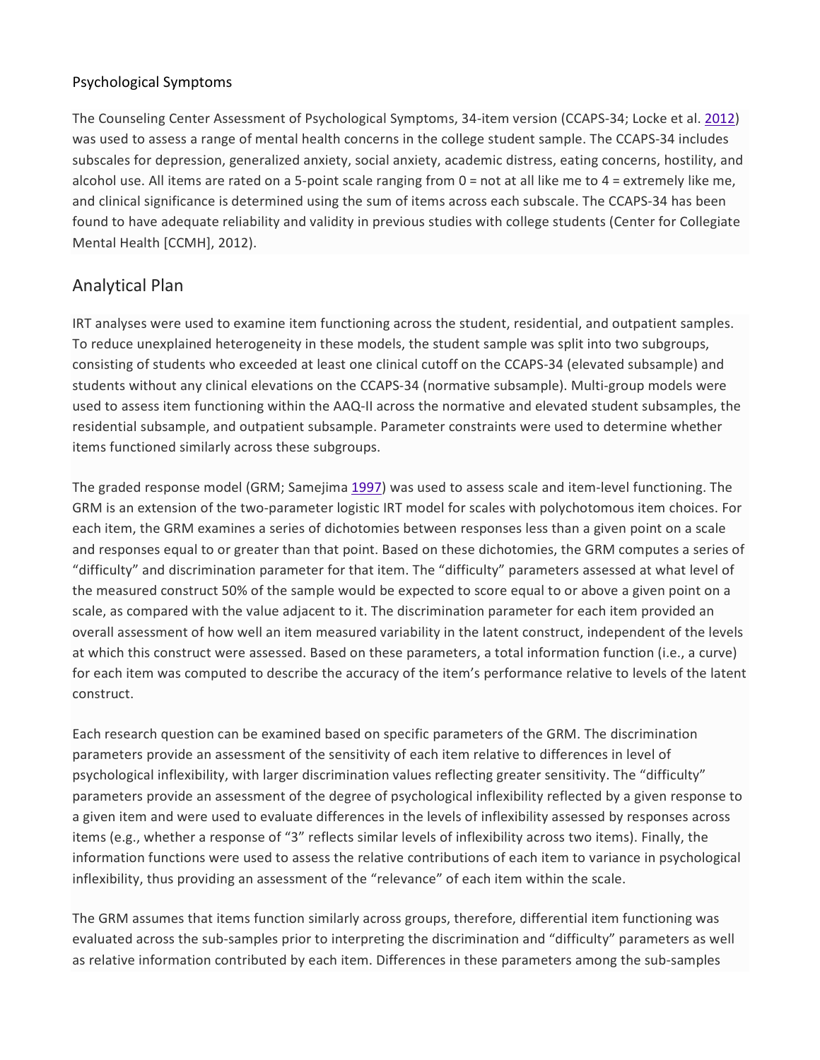Psychological Symptoms

The Counseling Center Assessment of Psychological Symptoms, 34-item version (CCAPS-34; Locke et al. 2012) was used to assess a range of mental health concerns in the college student sample. The CCAPS-34 includes subscales for depression, generalized anxiety, social anxiety, academic distress, eating concerns, hostility, and alcohol use. All items are rated on a 5-point scale ranging from 0 = not at all like me to 4 = extremely like me, and clinical significance is determined using the sum of items across each subscale. The CCAPS-34 has been found to have adequate reliability and validity in previous studies with college students (Center for Collegiate Mental Health [CCMH], 2012).

## Analytical Plan

IRT analyses were used to examine item functioning across the student, residential, and outpatient samples. To reduce unexplained heterogeneity in these models, the student sample was split into two subgroups, consisting of students who exceeded at least one clinical cutoff on the CCAPS-34 (elevated subsample) and students without any clinical elevations on the CCAPS-34 (normative subsample). Multi-group models were used to assess item functioning within the AAQ-II across the normative and elevated student subsamples, the residential subsample, and outpatient subsample. Parameter constraints were used to determine whether items functioned similarly across these subgroups.

The graded response model (GRM; Samejima 1997) was used to assess scale and item-level functioning. The GRM is an extension of the two-parameter logistic IRT model for scales with polychotomous item choices. For each item, the GRM examines a series of dichotomies between responses less than a given point on a scale and responses equal to or greater than that point. Based on these dichotomies, the GRM computes a series of "difficulty" and discrimination parameter for that item. The "difficulty" parameters assessed at what level of the measured construct 50% of the sample would be expected to score equal to or above a given point on a scale, as compared with the value adjacent to it. The discrimination parameter for each item provided an overall assessment of how well an item measured variability in the latent construct, independent of the levels at which this construct were assessed. Based on these parameters, a total information function (i.e., a curve) for each item was computed to describe the accuracy of the item's performance relative to levels of the latent construct.

Each research question can be examined based on specific parameters of the GRM. The discrimination parameters provide an assessment of the sensitivity of each item relative to differences in level of psychological inflexibility, with larger discrimination values reflecting greater sensitivity. The "difficulty" parameters provide an assessment of the degree of psychological inflexibility reflected by a given response to a given item and were used to evaluate differences in the levels of inflexibility assessed by responses across items (e.g., whether a response of "3" reflects similar levels of inflexibility across two items). Finally, the information functions were used to assess the relative contributions of each item to variance in psychological inflexibility, thus providing an assessment of the "relevance" of each item within the scale.

The GRM assumes that items function similarly across groups, therefore, differential item functioning was evaluated across the sub-samples prior to interpreting the discrimination and "difficulty" parameters as well as relative information contributed by each item. Differences in these parameters among the sub-samples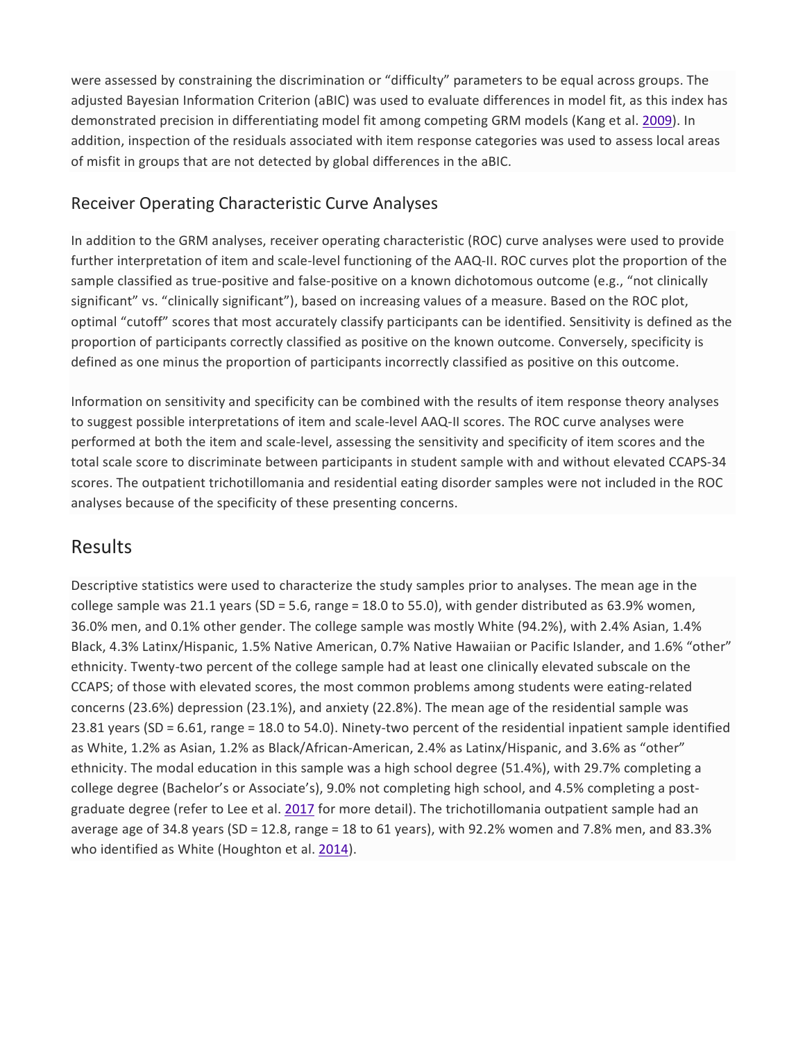were assessed by constraining the discrimination or "difficulty" parameters to be equal across groups. The adjusted Bayesian Information Criterion (aBIC) was used to evaluate differences in model fit, as this index has demonstrated precision in differentiating model fit among competing GRM models (Kang et al. 2009). In addition, inspection of the residuals associated with item response categories was used to assess local areas of misfit in groups that are not detected by global differences in the aBIC.

### Receiver Operating Characteristic Curve Analyses

In addition to the GRM analyses, receiver operating characteristic (ROC) curve analyses were used to provide further interpretation of item and scale-level functioning of the AAQ-II. ROC curves plot the proportion of the sample classified as true-positive and false-positive on a known dichotomous outcome (e.g., "not clinically significant" vs. "clinically significant"), based on increasing values of a measure. Based on the ROC plot, optimal "cutoff" scores that most accurately classify participants can be identified. Sensitivity is defined as the proportion of participants correctly classified as positive on the known outcome. Conversely, specificity is defined as one minus the proportion of participants incorrectly classified as positive on this outcome.

Information on sensitivity and specificity can be combined with the results of item response theory analyses to suggest possible interpretations of item and scale-level AAQ-II scores. The ROC curve analyses were performed at both the item and scale-level, assessing the sensitivity and specificity of item scores and the total scale score to discriminate between participants in student sample with and without elevated CCAPS-34 scores. The outpatient trichotillomania and residential eating disorder samples were not included in the ROC analyses because of the specificity of these presenting concerns.

## Results

Descriptive statistics were used to characterize the study samples prior to analyses. The mean age in the college sample was 21.1 years (SD = 5.6, range = 18.0 to 55.0), with gender distributed as 63.9% women, 36.0% men, and 0.1% other gender. The college sample was mostly White (94.2%), with 2.4% Asian, 1.4% Black, 4.3% Latinx/Hispanic, 1.5% Native American, 0.7% Native Hawaiian or Pacific Islander, and 1.6% "other" ethnicity. Twenty-two percent of the college sample had at least one clinically elevated subscale on the CCAPS; of those with elevated scores, the most common problems among students were eating-related concerns (23.6%) depression (23.1%), and anxiety (22.8%). The mean age of the residential sample was 23.81 years (SD = 6.61, range = 18.0 to 54.0). Ninety-two percent of the residential inpatient sample identified as White, 1.2% as Asian, 1.2% as Black/African-American, 2.4% as Latinx/Hispanic, and 3.6% as "other" ethnicity. The modal education in this sample was a high school degree (51.4%), with 29.7% completing a college degree (Bachelor's or Associate's), 9.0% not completing high school, and 4.5% completing a post-graduate degree (refer to Lee et al. 2017 for more detail). The trichotillomania outpatient sample had an average age of 34.8 years (SD = 12.8, range = 18 to 61 years), with 92.2% women and 7.8% men, and 83.3% who identified as White (Houghton et al. 2014).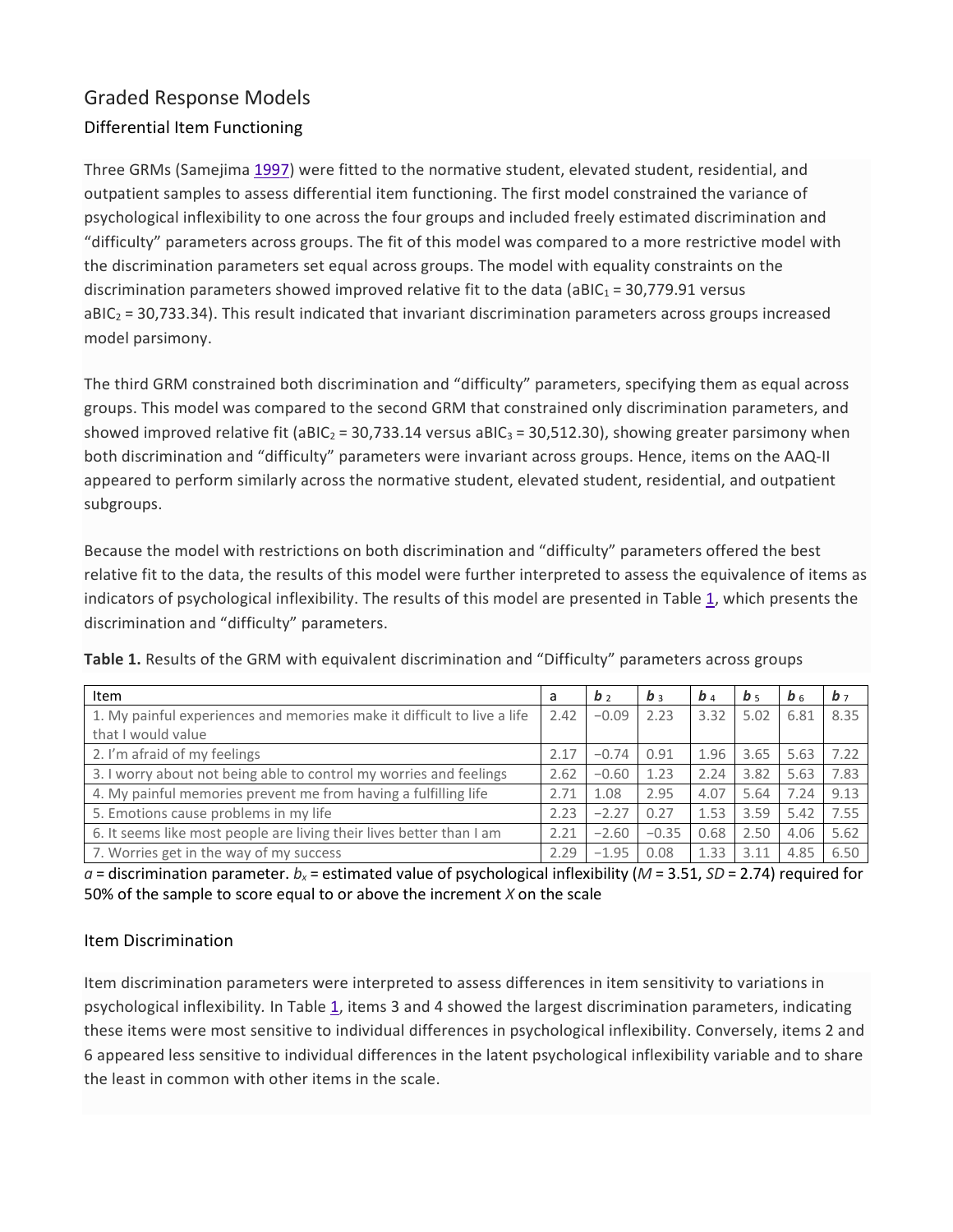## Graded Response Models

### Differential Item Functioning

Three GRMs (Samejima 1997) were fitted to the normative student, elevated student, residential, and outpatient samples to assess differential item functioning. The first model constrained the variance of psychological inflexibility to one across the four groups and included freely estimated discrimination and "difficulty" parameters across groups. The fit of this model was compared to a more restrictive model with the discrimination parameters set equal across groups. The model with equality constraints on the discrimination parameters showed improved relative fit to the data ($aBIC_1$ = 30,779.91 versus $aBIC_2$ = 30,733.34). This result indicated that invariant discrimination parameters across groups increased model parsimony.

The third GRM constrained both discrimination and "difficulty" parameters, specifying them as equal across groups. This model was compared to the second GRM that constrained only discrimination parameters, and showed improved relative fit ($aBIC_2$ = 30,733.14 versus $aBIC_3$ = 30,512.30), showing greater parsimony when both discrimination and "difficulty" parameters were invariant across groups. Hence, items on the AAQ-II appeared to perform similarly across the normative student, elevated student, residential, and outpatient subgroups.

Because the model with restrictions on both discrimination and "difficulty" parameters offered the best relative fit to the data, the results of this model were further interpreted to assess the equivalence of items as indicators of psychological inflexibility. The results of this model are presented in Table 1, which presents the discrimination and "difficulty" parameters.

**Table 1.** Results of the GRM with equivalent discrimination and "Difficulty" parameters across groups

| Item | a | $b_2$ | $b_3$ | $b_4$ | $b_5$ | $b_6$ | $b_7$ |
|---|---|---|---|---|---|---|---|
| 1. My painful experiences and memories make it difficult to live a life that I would value | 2.42 | −0.09 | 2.23 | 3.32 | 5.02 | 6.81 | 8.35 |
| 2. I'm afraid of my feelings | 2.17 | −0.74 | 0.91 | 1.96 | 3.65 | 5.63 | 7.22 |
| 3. I worry about not being able to control my worries and feelings | 2.62 | −0.60 | 1.23 | 2.24 | 3.82 | 5.63 | 7.83 |
| 4. My painful memories prevent me from having a fulfilling life | 2.71 | 1.08 | 2.95 | 4.07 | 5.64 | 7.24 | 9.13 |
| 5. Emotions cause problems in my life | 2.23 | −2.27 | 0.27 | 1.53 | 3.59 | 5.42 | 7.55 |
| 6. It seems like most people are living their lives better than I am | 2.21 | −2.60 | −0.35 | 0.68 | 2.50 | 4.06 | 5.62 |
| 7. Worries get in the way of my success | 2.29 | −1.95 | 0.08 | 1.33 | 3.11 | 4.85 | 6.50 |

*a* = discrimination parameter. $b_x$ = estimated value of psychological inflexibility ($M$ = 3.51, $SD$ = 2.74) required for 50% of the sample to score equal to or above the increment *X* on the scale

### Item Discrimination

Item discrimination parameters were interpreted to assess differences in item sensitivity to variations in psychological inflexibility. In Table 1, items 3 and 4 showed the largest discrimination parameters, indicating these items were most sensitive to individual differences in psychological inflexibility. Conversely, items 2 and 6 appeared less sensitive to individual differences in the latent psychological inflexibility variable and to share the least in common with other items in the scale.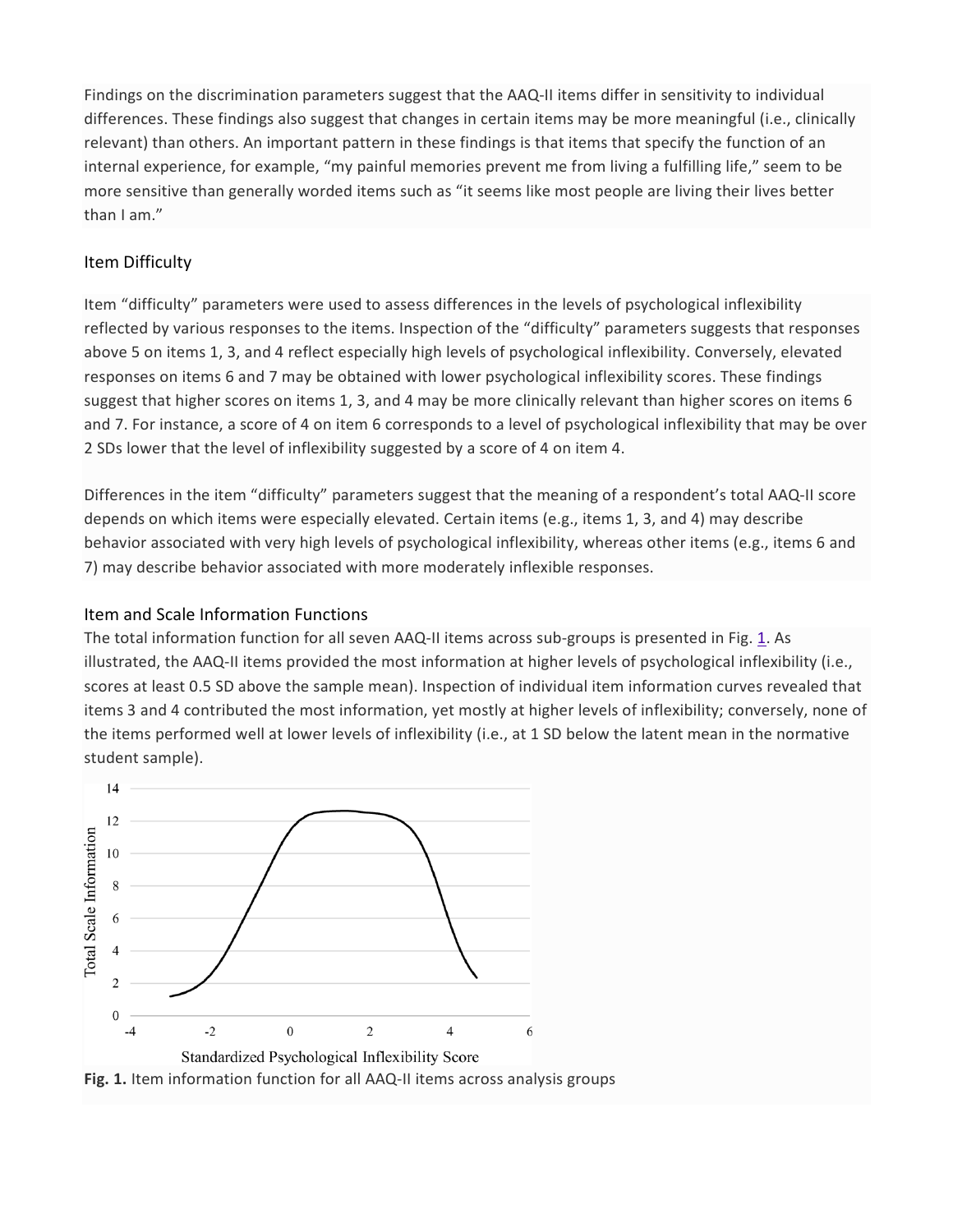Findings on the discrimination parameters suggest that the AAQ-II items differ in sensitivity to individual differences. These findings also suggest that changes in certain items may be more meaningful (i.e., clinically relevant) than others. An important pattern in these findings is that items that specify the function of an internal experience, for example, "my painful memories prevent me from living a fulfilling life," seem to be more sensitive than generally worded items such as "it seems like most people are living their lives better than I am."

### Item Difficulty

Item "difficulty" parameters were used to assess differences in the levels of psychological inflexibility reflected by various responses to the items. Inspection of the "difficulty" parameters suggests that responses above 5 on items 1, 3, and 4 reflect especially high levels of psychological inflexibility. Conversely, elevated responses on items 6 and 7 may be obtained with lower psychological inflexibility scores. These findings suggest that higher scores on items 1, 3, and 4 may be more clinically relevant than higher scores on items 6 and 7. For instance, a score of 4 on item 6 corresponds to a level of psychological inflexibility that may be over 2 SDs lower that the level of inflexibility suggested by a score of 4 on item 4.

Differences in the item "difficulty" parameters suggest that the meaning of a respondent's total AAQ-II score depends on which items were especially elevated. Certain items (e.g., items 1, 3, and 4) may describe behavior associated with very high levels of psychological inflexibility, whereas other items (e.g., items 6 and 7) may describe behavior associated with more moderately inflexible responses.

### Item and Scale Information Functions

The total information function for all seven AAQ-II items across sub-groups is presented in Fig. 1. As illustrated, the AAQ-II items provided the most information at higher levels of psychological inflexibility (i.e., scores at least 0.5 SD above the sample mean). Inspection of individual item information curves revealed that items 3 and 4 contributed the most information, yet mostly at higher levels of inflexibility; conversely, none of the items performed well at lower levels of inflexibility (i.e., at 1 SD below the latent mean in the normative student sample).

**Fig. 1.** Item information function for all AAQ-II items across analysis groups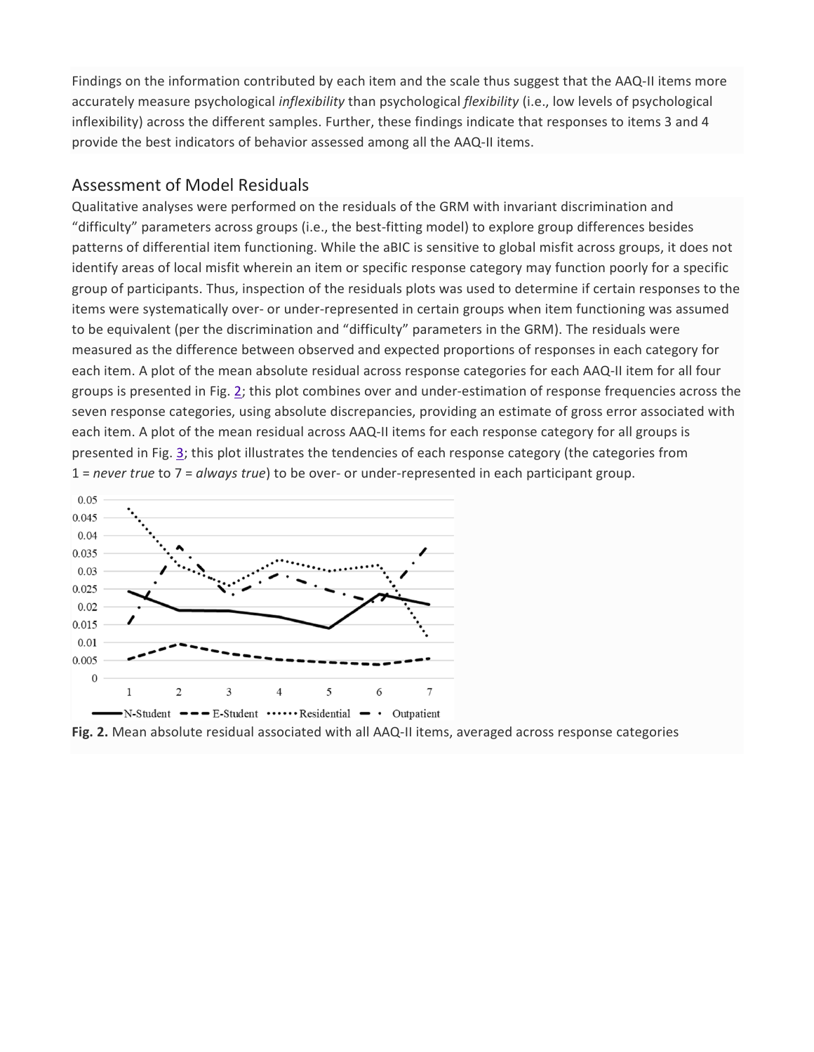Findings on the information contributed by each item and the scale thus suggest that the AAQ-II items more accurately measure psychological *inflexibility* than psychological *flexibility* (i.e., low levels of psychological inflexibility) across the different samples. Further, these findings indicate that responses to items 3 and 4 provide the best indicators of behavior assessed among all the AAQ-II items.

## Assessment of Model Residuals

Qualitative analyses were performed on the residuals of the GRM with invariant discrimination and "difficulty" parameters across groups (i.e., the best-fitting model) to explore group differences besides patterns of differential item functioning. While the aBIC is sensitive to global misfit across groups, it does not identify areas of local misfit wherein an item or specific response category may function poorly for a specific group of participants. Thus, inspection of the residuals plots was used to determine if certain responses to the items were systematically over- or under-represented in certain groups when item functioning was assumed to be equivalent (per the discrimination and "difficulty" parameters in the GRM). The residuals were measured as the difference between observed and expected proportions of responses in each category for each item. A plot of the mean absolute residual across response categories for each AAQ-II item for all four groups is presented in Fig. 2; this plot combines over and under-estimation of response frequencies across the seven response categories, using absolute discrepancies, providing an estimate of gross error associated with each item. A plot of the mean residual across AAQ-II items for each response category for all groups is presented in Fig. 3; this plot illustrates the tendencies of each response category (the categories from 1 = *never true* to 7 = *always true*) to be over- or under-represented in each participant group.

**Fig. 2.** Mean absolute residual associated with all AAQ-II items, averaged across response categories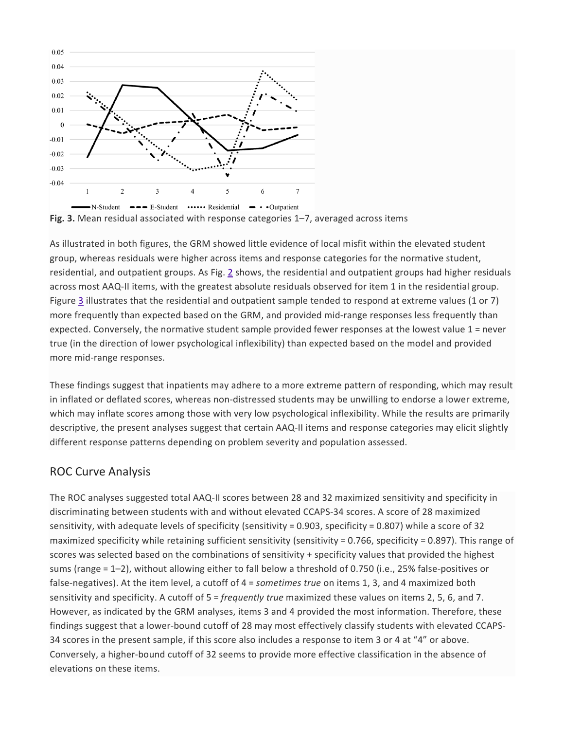**Fig. 3.** Mean residual associated with response categories 1–7, averaged across items

As illustrated in both figures, the GRM showed little evidence of local misfit within the elevated student group, whereas residuals were higher across items and response categories for the normative student, residential, and outpatient groups. As Fig. 2 shows, the residential and outpatient groups had higher residuals across most AAQ-II items, with the greatest absolute residuals observed for item 1 in the residential group. Figure 3 illustrates that the residential and outpatient sample tended to respond at extreme values (1 or 7) more frequently than expected based on the GRM, and provided mid-range responses less frequently than expected. Conversely, the normative student sample provided fewer responses at the lowest value 1 = never true (in the direction of lower psychological inflexibility) than expected based on the model and provided more mid-range responses.

These findings suggest that inpatients may adhere to a more extreme pattern of responding, which may result in inflated or deflated scores, whereas non-distressed students may be unwilling to endorse a lower extreme, which may inflate scores among those with very low psychological inflexibility. While the results are primarily descriptive, the present analyses suggest that certain AAQ-II items and response categories may elicit slightly different response patterns depending on problem severity and population assessed.

## ROC Curve Analysis

The ROC analyses suggested total AAQ-II scores between 28 and 32 maximized sensitivity and specificity in discriminating between students with and without elevated CCAPS-34 scores. A score of 28 maximized sensitivity, with adequate levels of specificity (sensitivity = 0.903, specificity = 0.807) while a score of 32 maximized specificity while retaining sufficient sensitivity (sensitivity = 0.766, specificity = 0.897). This range of scores was selected based on the combinations of sensitivity + specificity values that provided the highest sums (range = 1–2), without allowing either to fall below a threshold of 0.750 (i.e., 25% false-positives or false-negatives). At the item level, a cutoff of 4 = *sometimes true* on items 1, 3, and 4 maximized both sensitivity and specificity. A cutoff of 5 = *frequently true* maximized these values on items 2, 5, 6, and 7. However, as indicated by the GRM analyses, items 3 and 4 provided the most information. Therefore, these findings suggest that a lower-bound cutoff of 28 may most effectively classify students with elevated CCAPS-34 scores in the present sample, if this score also includes a response to item 3 or 4 at "4" or above. Conversely, a higher-bound cutoff of 32 seems to provide more effective classification in the absence of elevations on these items.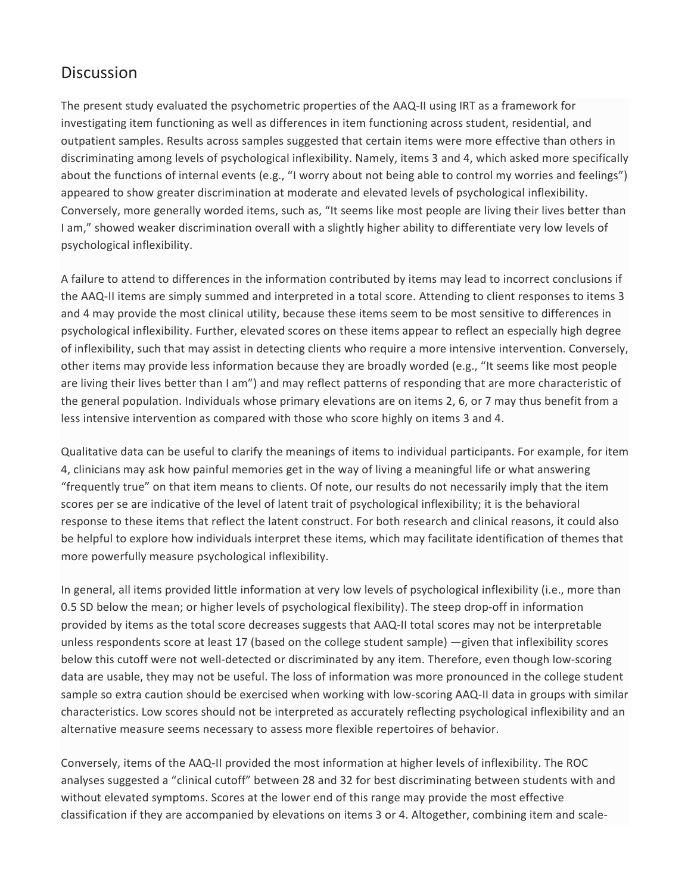## Discussion

The present study evaluated the psychometric properties of the AAQ-II using IRT as a framework for investigating item functioning as well as differences in item functioning across student, residential, and outpatient samples. Results across samples suggested that certain items were more effective than others in discriminating among levels of psychological inflexibility. Namely, items 3 and 4, which asked more specifically about the functions of internal events (e.g., "I worry about not being able to control my worries and feelings") appeared to show greater discrimination at moderate and elevated levels of psychological inflexibility. Conversely, more generally worded items, such as, "It seems like most people are living their lives better than I am," showed weaker discrimination overall with a slightly higher ability to differentiate very low levels of psychological inflexibility.

A failure to attend to differences in the information contributed by items may lead to incorrect conclusions if the AAQ-II items are simply summed and interpreted in a total score. Attending to client responses to items 3 and 4 may provide the most clinical utility, because these items seem to be most sensitive to differences in psychological inflexibility. Further, elevated scores on these items appear to reflect an especially high degree of inflexibility, such that may assist in detecting clients who require a more intensive intervention. Conversely, other items may provide less information because they are broadly worded (e.g., "It seems like most people are living their lives better than I am") and may reflect patterns of responding that are more characteristic of the general population. Individuals whose primary elevations are on items 2, 6, or 7 may thus benefit from a less intensive intervention as compared with those who score highly on items 3 and 4.

Qualitative data can be useful to clarify the meanings of items to individual participants. For example, for item 4, clinicians may ask how painful memories get in the way of living a meaningful life or what answering "frequently true" on that item means to clients. Of note, our results do not necessarily imply that the item scores per se are indicative of the level of latent trait of psychological inflexibility; it is the behavioral response to these items that reflect the latent construct. For both research and clinical reasons, it could also be helpful to explore how individuals interpret these items, which may facilitate identification of themes that more powerfully measure psychological inflexibility.

In general, all items provided little information at very low levels of psychological inflexibility (i.e., more than 0.5 SD below the mean; or higher levels of psychological flexibility). The steep drop-off in information provided by items as the total score decreases suggests that AAQ-II total scores may not be interpretable unless respondents score at least 17 (based on the college student sample) —given that inflexibility scores below this cutoff were not well-detected or discriminated by any item. Therefore, even though low-scoring data are usable, they may not be useful. The loss of information was more pronounced in the college student sample so extra caution should be exercised when working with low-scoring AAQ-II data in groups with similar characteristics. Low scores should not be interpreted as accurately reflecting psychological inflexibility and an alternative measure seems necessary to assess more flexible repertoires of behavior.

Conversely, items of the AAQ-II provided the most information at higher levels of inflexibility. The ROC analyses suggested a "clinical cutoff" between 28 and 32 for best discriminating between students with and without elevated symptoms. Scores at the lower end of this range may provide the most effective classification if they are accompanied by elevations on items 3 or 4. Altogether, combining item and scale-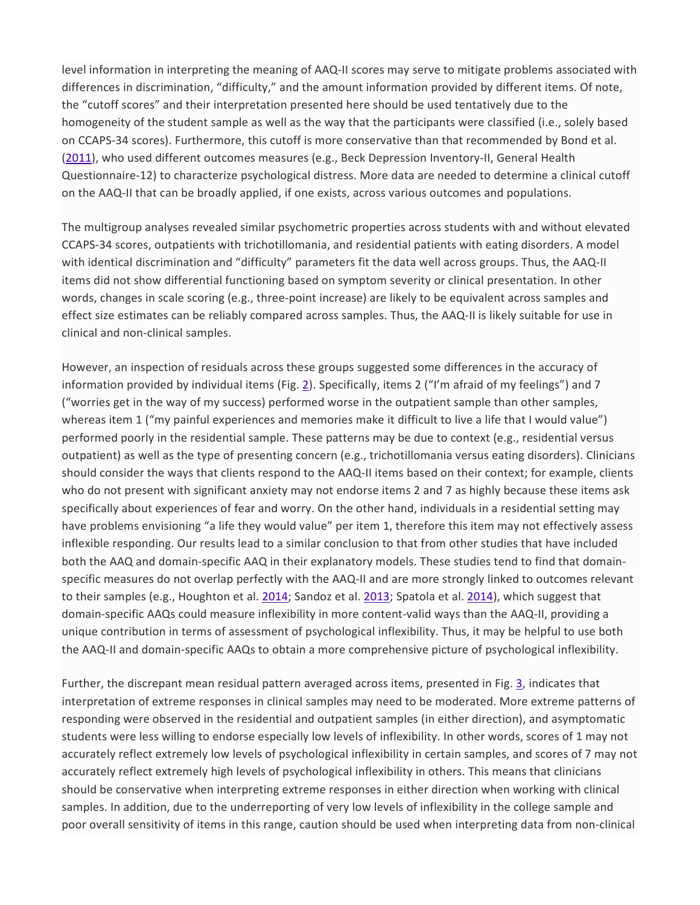level information in interpreting the meaning of AAQ-II scores may serve to mitigate problems associated with differences in discrimination, "difficulty," and the amount information provided by different items. Of note, the "cutoff scores" and their interpretation presented here should be used tentatively due to the homogeneity of the student sample as well as the way that the participants were classified (i.e., solely based on CCAPS-34 scores). Furthermore, this cutoff is more conservative than that recommended by Bond et al. (2011), who used different outcomes measures (e.g., Beck Depression Inventory-II, General Health Questionnaire-12) to characterize psychological distress. More data are needed to determine a clinical cutoff on the AAQ-II that can be broadly applied, if one exists, across various outcomes and populations.

The multigroup analyses revealed similar psychometric properties across students with and without elevated CCAPS-34 scores, outpatients with trichotillomania, and residential patients with eating disorders. A model with identical discrimination and "difficulty" parameters fit the data well across groups. Thus, the AAQ-II items did not show differential functioning based on symptom severity or clinical presentation. In other words, changes in scale scoring (e.g., three-point increase) are likely to be equivalent across samples and effect size estimates can be reliably compared across samples. Thus, the AAQ-II is likely suitable for use in clinical and non-clinical samples.

However, an inspection of residuals across these groups suggested some differences in the accuracy of information provided by individual items (Fig. 2). Specifically, items 2 ("I'm afraid of my feelings") and 7 ("worries get in the way of my success) performed worse in the outpatient sample than other samples, whereas item 1 ("my painful experiences and memories make it difficult to live a life that I would value") performed poorly in the residential sample. These patterns may be due to context (e.g., residential versus outpatient) as well as the type of presenting concern (e.g., trichotillomania versus eating disorders). Clinicians should consider the ways that clients respond to the AAQ-II items based on their context; for example, clients who do not present with significant anxiety may not endorse items 2 and 7 as highly because these items ask specifically about experiences of fear and worry. On the other hand, individuals in a residential setting may have problems envisioning "a life they would value" per item 1, therefore this item may not effectively assess inflexible responding. Our results lead to a similar conclusion to that from other studies that have included both the AAQ and domain-specific AAQ in their explanatory models. These studies tend to find that domain-specific measures do not overlap perfectly with the AAQ-II and are more strongly linked to outcomes relevant to their samples (e.g., Houghton et al. 2014; Sandoz et al. 2013; Spatola et al. 2014), which suggest that domain-specific AAQs could measure inflexibility in more content-valid ways than the AAQ-II, providing a unique contribution in terms of assessment of psychological inflexibility. Thus, it may be helpful to use both the AAQ-II and domain-specific AAQs to obtain a more comprehensive picture of psychological inflexibility.

Further, the discrepant mean residual pattern averaged across items, presented in Fig. 3, indicates that interpretation of extreme responses in clinical samples may need to be moderated. More extreme patterns of responding were observed in the residential and outpatient samples (in either direction), and asymptomatic students were less willing to endorse especially low levels of inflexibility. In other words, scores of 1 may not accurately reflect extremely low levels of psychological inflexibility in certain samples, and scores of 7 may not accurately reflect extremely high levels of psychological inflexibility in others. This means that clinicians should be conservative when interpreting extreme responses in either direction when working with clinical samples. In addition, due to the underreporting of very low levels of inflexibility in the college sample and poor overall sensitivity of items in this range, caution should be used when interpreting data from non-clinical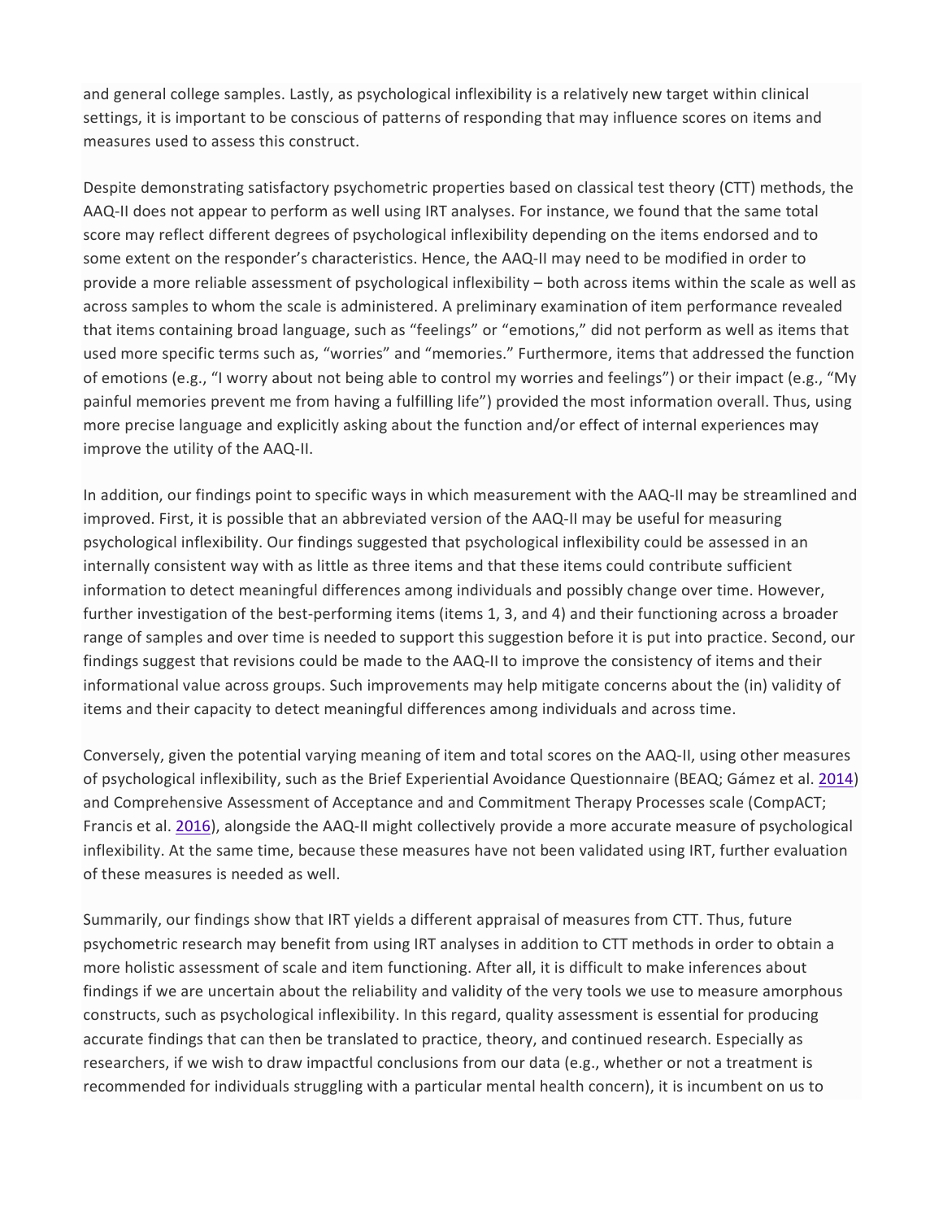and general college samples. Lastly, as psychological inflexibility is a relatively new target within clinical settings, it is important to be conscious of patterns of responding that may influence scores on items and measures used to assess this construct.

Despite demonstrating satisfactory psychometric properties based on classical test theory (CTT) methods, the AAQ-II does not appear to perform as well using IRT analyses. For instance, we found that the same total score may reflect different degrees of psychological inflexibility depending on the items endorsed and to some extent on the responder's characteristics. Hence, the AAQ-II may need to be modified in order to provide a more reliable assessment of psychological inflexibility – both across items within the scale as well as across samples to whom the scale is administered. A preliminary examination of item performance revealed that items containing broad language, such as "feelings" or "emotions," did not perform as well as items that used more specific terms such as, "worries" and "memories." Furthermore, items that addressed the function of emotions (e.g., "I worry about not being able to control my worries and feelings") or their impact (e.g., "My painful memories prevent me from having a fulfilling life") provided the most information overall. Thus, using more precise language and explicitly asking about the function and/or effect of internal experiences may improve the utility of the AAQ-II.

In addition, our findings point to specific ways in which measurement with the AAQ-II may be streamlined and improved. First, it is possible that an abbreviated version of the AAQ-II may be useful for measuring psychological inflexibility. Our findings suggested that psychological inflexibility could be assessed in an internally consistent way with as little as three items and that these items could contribute sufficient information to detect meaningful differences among individuals and possibly change over time. However, further investigation of the best-performing items (items 1, 3, and 4) and their functioning across a broader range of samples and over time is needed to support this suggestion before it is put into practice. Second, our findings suggest that revisions could be made to the AAQ-II to improve the consistency of items and their informational value across groups. Such improvements may help mitigate concerns about the (in) validity of items and their capacity to detect meaningful differences among individuals and across time.

Conversely, given the potential varying meaning of item and total scores on the AAQ-II, using other measures of psychological inflexibility, such as the Brief Experiential Avoidance Questionnaire (BEAQ; Gámez et al. 2014) and Comprehensive Assessment of Acceptance and and Commitment Therapy Processes scale (CompACT; Francis et al. 2016), alongside the AAQ-II might collectively provide a more accurate measure of psychological inflexibility. At the same time, because these measures have not been validated using IRT, further evaluation of these measures is needed as well.

Summarily, our findings show that IRT yields a different appraisal of measures from CTT. Thus, future psychometric research may benefit from using IRT analyses in addition to CTT methods in order to obtain a more holistic assessment of scale and item functioning. After all, it is difficult to make inferences about findings if we are uncertain about the reliability and validity of the very tools we use to measure amorphous constructs, such as psychological inflexibility. In this regard, quality assessment is essential for producing accurate findings that can then be translated to practice, theory, and continued research. Especially as researchers, if we wish to draw impactful conclusions from our data (e.g., whether or not a treatment is recommended for individuals struggling with a particular mental health concern), it is incumbent on us to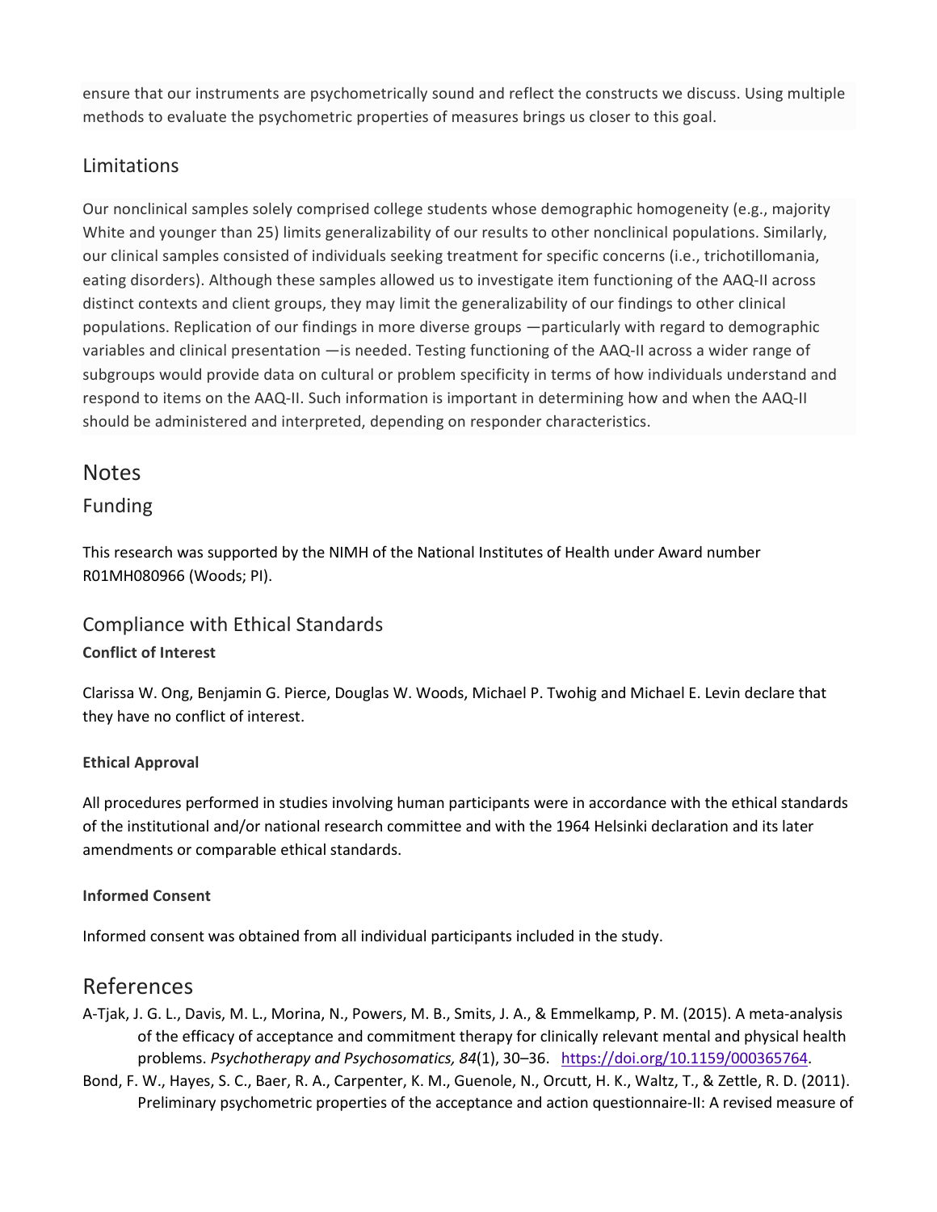ensure that our instruments are psychometrically sound and reflect the constructs we discuss. Using multiple methods to evaluate the psychometric properties of measures brings us closer to this goal.

## Limitations

Our nonclinical samples solely comprised college students whose demographic homogeneity (e.g., majority White and younger than 25) limits generalizability of our results to other nonclinical populations. Similarly, our clinical samples consisted of individuals seeking treatment for specific concerns (i.e., trichotillomania, eating disorders). Although these samples allowed us to investigate item functioning of the AAQ-II across distinct contexts and client groups, they may limit the generalizability of our findings to other clinical populations. Replication of our findings in more diverse groups —particularly with regard to demographic variables and clinical presentation —is needed. Testing functioning of the AAQ-II across a wider range of subgroups would provide data on cultural or problem specificity in terms of how individuals understand and respond to items on the AAQ-II. Such information is important in determining how and when the AAQ-II should be administered and interpreted, depending on responder characteristics.

# Notes

## Funding

This research was supported by the NIMH of the National Institutes of Health under Award number R01MH080966 (Woods; PI).

## Compliance with Ethical Standards

**Conflict of Interest**

Clarissa W. Ong, Benjamin G. Pierce, Douglas W. Woods, Michael P. Twohig and Michael E. Levin declare that they have no conflict of interest.

**Ethical Approval**

All procedures performed in studies involving human participants were in accordance with the ethical standards of the institutional and/or national research committee and with the 1964 Helsinki declaration and its later amendments or comparable ethical standards.

**Informed Consent**

Informed consent was obtained from all individual participants included in the study.

# References

A-Tjak, J. G. L., Davis, M. L., Morina, N., Powers, M. B., Smits, J. A., & Emmelkamp, P. M. (2015). A meta-analysis of the efficacy of acceptance and commitment therapy for clinically relevant mental and physical health problems. *Psychotherapy and Psychosomatics, 84*(1), 30–36. https://doi.org/10.1159/000365764.

Bond, F. W., Hayes, S. C., Baer, R. A., Carpenter, K. M., Guenole, N., Orcutt, H. K., Waltz, T., & Zettle, R. D. (2011). Preliminary psychometric properties of the acceptance and action questionnaire-II: A revised measure of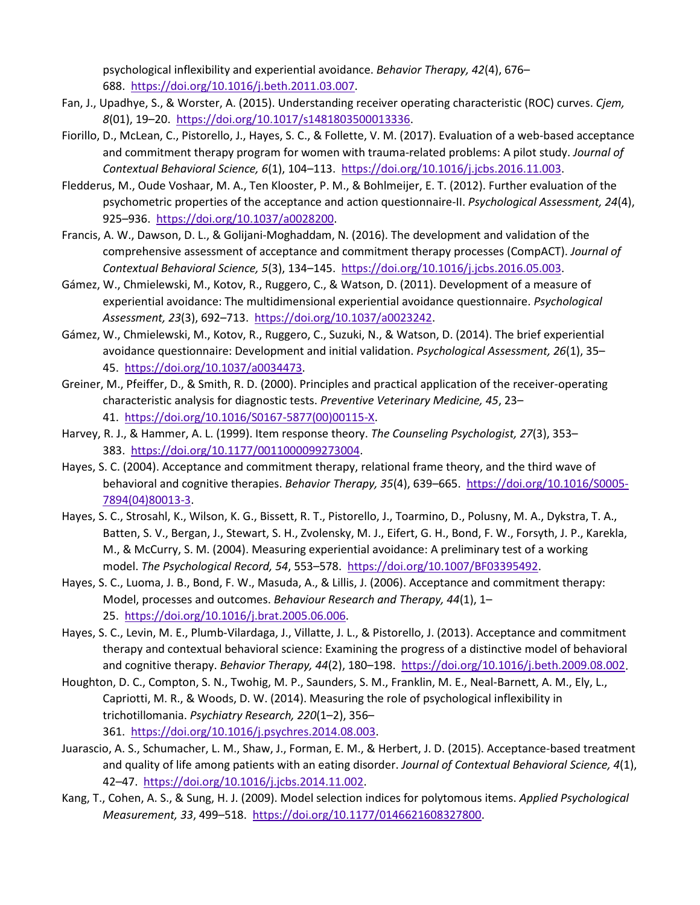psychological inflexibility and experiential avoidance. *Behavior Therapy, 42*(4), 676–688. https://doi.org/10.1016/j.beth.2011.03.007.

Fan, J., Upadhye, S., & Worster, A. (2015). Understanding receiver operating characteristic (ROC) curves. *Cjem, 8*(01), 19–20. https://doi.org/10.1017/s1481803500013336.

Fiorillo, D., McLean, C., Pistorello, J., Hayes, S. C., & Follette, V. M. (2017). Evaluation of a web-based acceptance and commitment therapy program for women with trauma-related problems: A pilot study. *Journal of Contextual Behavioral Science, 6*(1), 104–113. https://doi.org/10.1016/j.jcbs.2016.11.003.

Fledderus, M., Oude Voshaar, M. A., Ten Klooster, P. M., & Bohlmeijer, E. T. (2012). Further evaluation of the psychometric properties of the acceptance and action questionnaire-II. *Psychological Assessment, 24*(4), 925–936. https://doi.org/10.1037/a0028200.

Francis, A. W., Dawson, D. L., & Golijani-Moghaddam, N. (2016). The development and validation of the comprehensive assessment of acceptance and commitment therapy processes (CompACT). *Journal of Contextual Behavioral Science, 5*(3), 134–145. https://doi.org/10.1016/j.jcbs.2016.05.003.

Gámez, W., Chmielewski, M., Kotov, R., Ruggero, C., & Watson, D. (2011). Development of a measure of experiential avoidance: The multidimensional experiential avoidance questionnaire. *Psychological Assessment, 23*(3), 692–713. https://doi.org/10.1037/a0023242.

Gámez, W., Chmielewski, M., Kotov, R., Ruggero, C., Suzuki, N., & Watson, D. (2014). The brief experiential avoidance questionnaire: Development and initial validation. *Psychological Assessment, 26*(1), 35–45. https://doi.org/10.1037/a0034473.

Greiner, M., Pfeiffer, D., & Smith, R. D. (2000). Principles and practical application of the receiver-operating characteristic analysis for diagnostic tests. *Preventive Veterinary Medicine, 45*, 23–41. https://doi.org/10.1016/S0167-5877(00)00115-X.

Harvey, R. J., & Hammer, A. L. (1999). Item response theory. *The Counseling Psychologist, 27*(3), 353–383. https://doi.org/10.1177/0011000099273004.

Hayes, S. C. (2004). Acceptance and commitment therapy, relational frame theory, and the third wave of behavioral and cognitive therapies. *Behavior Therapy, 35*(4), 639–665. https://doi.org/10.1016/S0005-7894(04)80013-3.

Hayes, S. C., Strosahl, K., Wilson, K. G., Bissett, R. T., Pistorello, J., Toarmino, D., Polusny, M. A., Dykstra, T. A., Batten, S. V., Bergan, J., Stewart, S. H., Zvolensky, M. J., Eifert, G. H., Bond, F. W., Forsyth, J. P., Karekla, M., & McCurry, S. M. (2004). Measuring experiential avoidance: A preliminary test of a working model. *The Psychological Record, 54*, 553–578. https://doi.org/10.1007/BF03395492.

Hayes, S. C., Luoma, J. B., Bond, F. W., Masuda, A., & Lillis, J. (2006). Acceptance and commitment therapy: Model, processes and outcomes. *Behaviour Research and Therapy, 44*(1), 1–25. https://doi.org/10.1016/j.brat.2005.06.006.

Hayes, S. C., Levin, M. E., Plumb-Vilardaga, J., Villatte, J. L., & Pistorello, J. (2013). Acceptance and commitment therapy and contextual behavioral science: Examining the progress of a distinctive model of behavioral and cognitive therapy. *Behavior Therapy, 44*(2), 180–198. https://doi.org/10.1016/j.beth.2009.08.002.

Houghton, D. C., Compton, S. N., Twohig, M. P., Saunders, S. M., Franklin, M. E., Neal-Barnett, A. M., Ely, L., Capriotti, M. R., & Woods, D. W. (2014). Measuring the role of psychological inflexibility in trichotillomania. *Psychiatry Research, 220*(1–2), 356–361. https://doi.org/10.1016/j.psychres.2014.08.003.

Juarascio, A. S., Schumacher, L. M., Shaw, J., Forman, E. M., & Herbert, J. D. (2015). Acceptance-based treatment and quality of life among patients with an eating disorder. *Journal of Contextual Behavioral Science, 4*(1), 42–47. https://doi.org/10.1016/j.jcbs.2014.11.002.

Kang, T., Cohen, A. S., & Sung, H. J. (2009). Model selection indices for polytomous items. *Applied Psychological Measurement, 33*, 499–518. https://doi.org/10.1177/0146621608327800.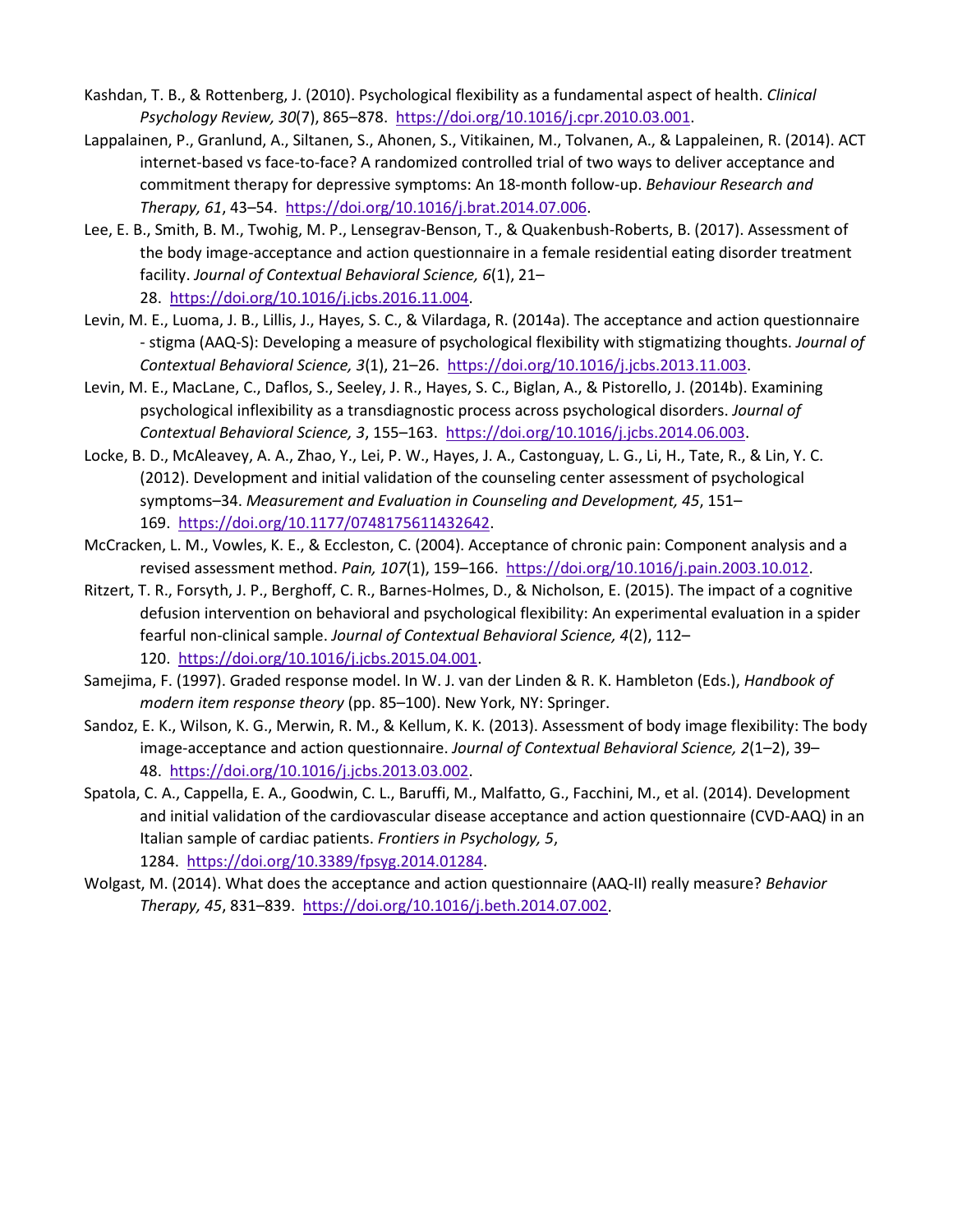Kashdan, T. B., & Rottenberg, J. (2010). Psychological flexibility as a fundamental aspect of health. *Clinical Psychology Review, 30*(7), 865–878. https://doi.org/10.1016/j.cpr.2010.03.001.

Lappalainen, P., Granlund, A., Siltanen, S., Ahonen, S., Vitikainen, M., Tolvanen, A., & Lappaleinen, R. (2014). ACT internet-based vs face-to-face? A randomized controlled trial of two ways to deliver acceptance and commitment therapy for depressive symptoms: An 18-month follow-up. *Behaviour Research and Therapy, 61*, 43–54. https://doi.org/10.1016/j.brat.2014.07.006.

Lee, E. B., Smith, B. M., Twohig, M. P., Lensegrav-Benson, T., & Quakenbush-Roberts, B. (2017). Assessment of the body image-acceptance and action questionnaire in a female residential eating disorder treatment facility. *Journal of Contextual Behavioral Science, 6*(1), 21–28. https://doi.org/10.1016/j.jcbs.2016.11.004.

Levin, M. E., Luoma, J. B., Lillis, J., Hayes, S. C., & Vilardaga, R. (2014a). The acceptance and action questionnaire - stigma (AAQ-S): Developing a measure of psychological flexibility with stigmatizing thoughts. *Journal of Contextual Behavioral Science, 3*(1), 21–26. https://doi.org/10.1016/j.jcbs.2013.11.003.

Levin, M. E., MacLane, C., Daflos, S., Seeley, J. R., Hayes, S. C., Biglan, A., & Pistorello, J. (2014b). Examining psychological inflexibility as a transdiagnostic process across psychological disorders. *Journal of Contextual Behavioral Science, 3*, 155–163. https://doi.org/10.1016/j.jcbs.2014.06.003.

Locke, B. D., McAleavey, A. A., Zhao, Y., Lei, P. W., Hayes, J. A., Castonguay, L. G., Li, H., Tate, R., & Lin, Y. C. (2012). Development and initial validation of the counseling center assessment of psychological symptoms–34. *Measurement and Evaluation in Counseling and Development, 45*, 151–169. https://doi.org/10.1177/0748175611432642.

McCracken, L. M., Vowles, K. E., & Eccleston, C. (2004). Acceptance of chronic pain: Component analysis and a revised assessment method. *Pain, 107*(1), 159–166. https://doi.org/10.1016/j.pain.2003.10.012.

Ritzert, T. R., Forsyth, J. P., Berghoff, C. R., Barnes-Holmes, D., & Nicholson, E. (2015). The impact of a cognitive defusion intervention on behavioral and psychological flexibility: An experimental evaluation in a spider fearful non-clinical sample. *Journal of Contextual Behavioral Science, 4*(2), 112–120. https://doi.org/10.1016/j.jcbs.2015.04.001.

Samejima, F. (1997). Graded response model. In W. J. van der Linden & R. K. Hambleton (Eds.), *Handbook of modern item response theory* (pp. 85–100). New York, NY: Springer.

Sandoz, E. K., Wilson, K. G., Merwin, R. M., & Kellum, K. K. (2013). Assessment of body image flexibility: The body image-acceptance and action questionnaire. *Journal of Contextual Behavioral Science, 2*(1–2), 39–48. https://doi.org/10.1016/j.jcbs.2013.03.002.

Spatola, C. A., Cappella, E. A., Goodwin, C. L., Baruffi, M., Malfatto, G., Facchini, M., et al. (2014). Development and initial validation of the cardiovascular disease acceptance and action questionnaire (CVD-AAQ) in an Italian sample of cardiac patients. *Frontiers in Psychology, 5*, 1284. https://doi.org/10.3389/fpsyg.2014.01284.

Wolgast, M. (2014). What does the acceptance and action questionnaire (AAQ-II) really measure? *Behavior Therapy, 45*, 831–839. https://doi.org/10.1016/j.beth.2014.07.002.